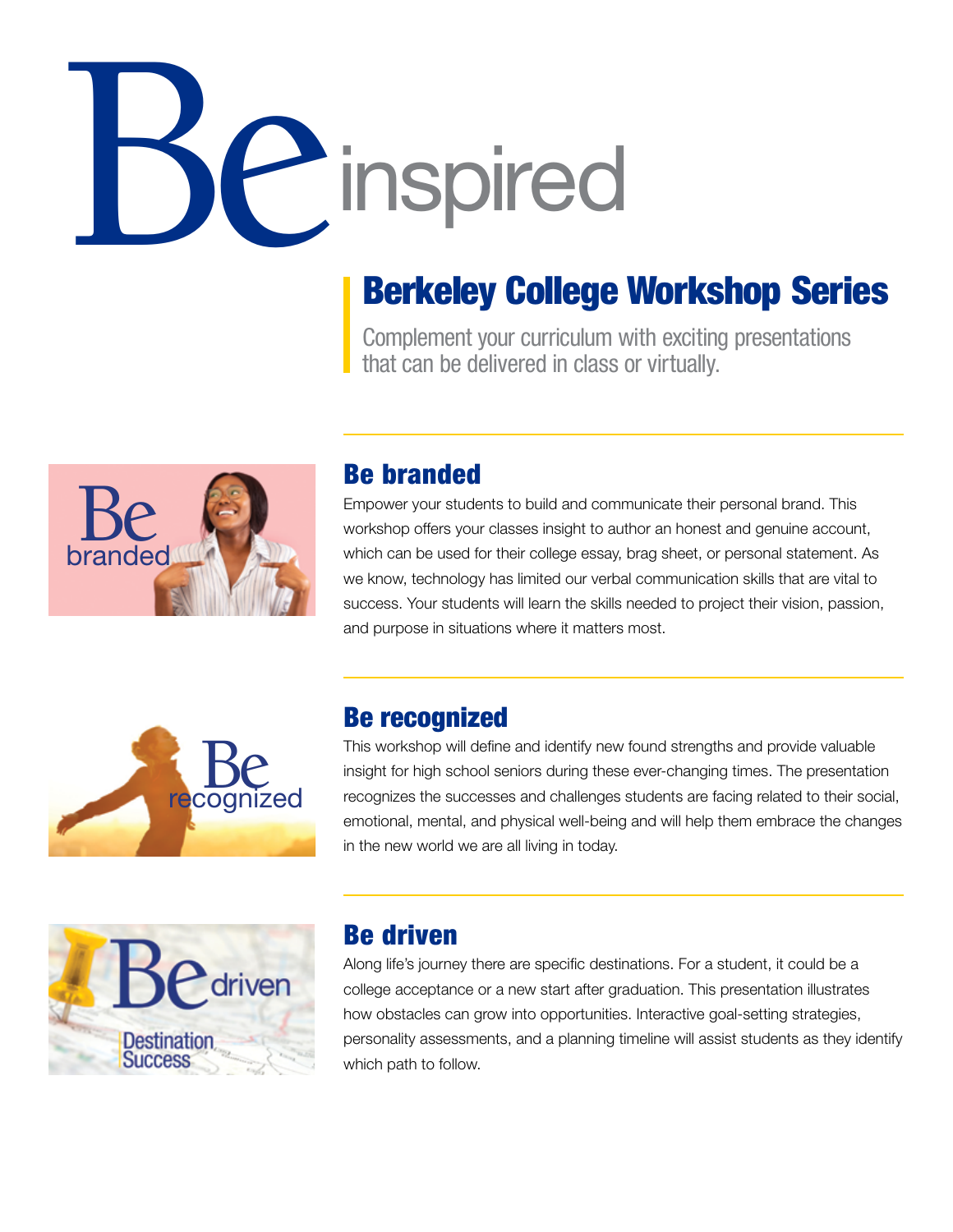# Be inspired

## Berkeley College Workshop Series

Complement your curriculum with exciting presentations that can be delivered in class or virtually.

### Be branded

Empower your students to build and communicate their personal brand. This workshop offers your classes insight to author an honest and genuine account, which can be used for their college essay, brag sheet, or personal statement. As we know, technology has limited our verbal communication skills that are vital to success. Your students will learn the skills needed to project their vision, passion, and purpose in situations where it matters most.

### Be recognized

This workshop will define and identify new found strengths and provide valuable insight for high school seniors during these ever-changing times. The presentation recognizes the successes and challenges students are facing related to their social, emotional, mental, and physical well-being and will help them embrace the changes in the new world we are all living in today.

### Be driven

Along life's journey there are specific destinations. For a student, it could be a college acceptance or a new start after graduation. This presentation illustrates how obstacles can grow into opportunities. Interactive goal-setting strategies, personality assessments, and a planning timeline will assist students as they identify which path to follow.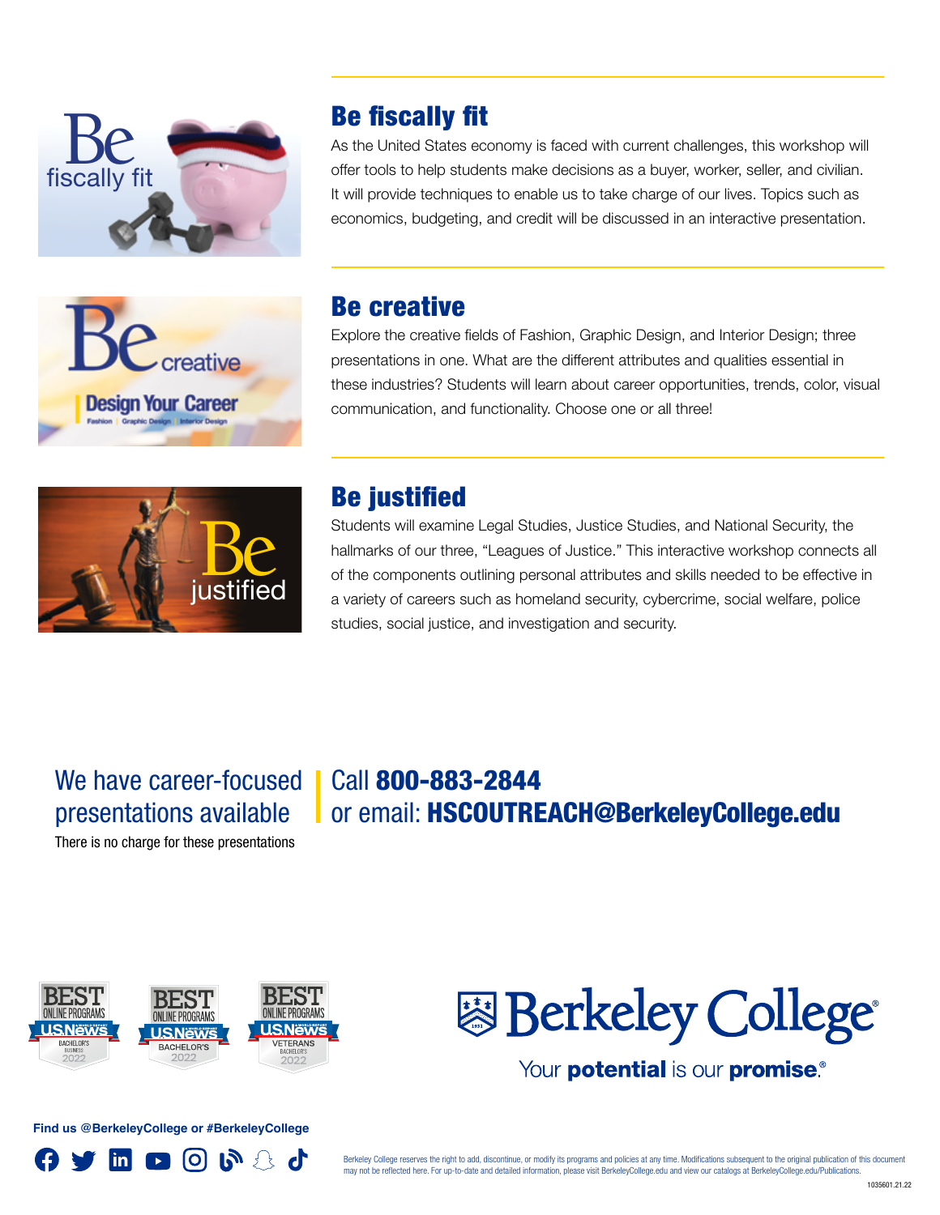## Be fiscally fit

As the United States economy is faced with current challenges, this workshop will offer tools to help students make decisions as a buyer, worker, seller, and civilian. It will provide techniques to enable us to take charge of our lives. Topics such as economics, budgeting, and credit will be discussed in an interactive presentation.

## Be creative

Explore the creative fields of Fashion, Graphic Design, and Interior Design; three presentations in one. What are the different attributes and qualities essential in these industries? Students will learn about career opportunities, trends, color, visual communication, and functionality. Choose one or all three!

## Be justified

Students will examine Legal Studies, Justice Studies, and National Security, the hallmarks of our three, "Leagues of Justice." This interactive workshop connects all of the components outlining personal attributes and skills needed to be effective in a variety of careers such as homeland security, cybercrime, social welfare, police studies, social justice, and investigation and security.

We have career-focused presentations available

There is no charge for these presentations

Call **800-883-2844**
or email: **HSCOUTREACH@BerkeleyCollege.edu**

Berkeley College

Your **potential** is our **promise**.®

**Find us @BerkeleyCollege or #BerkeleyCollege**

Berkeley College reserves the right to add, discontinue, or modify its programs and policies at any time. Modifications subsequent to the original publication of this document may not be reflected here. For up-to-date and detailed information, please visit BerkeleyCollege.edu and view our catalogs at BerkeleyCollege.edu/Publications.

1035601.21.22